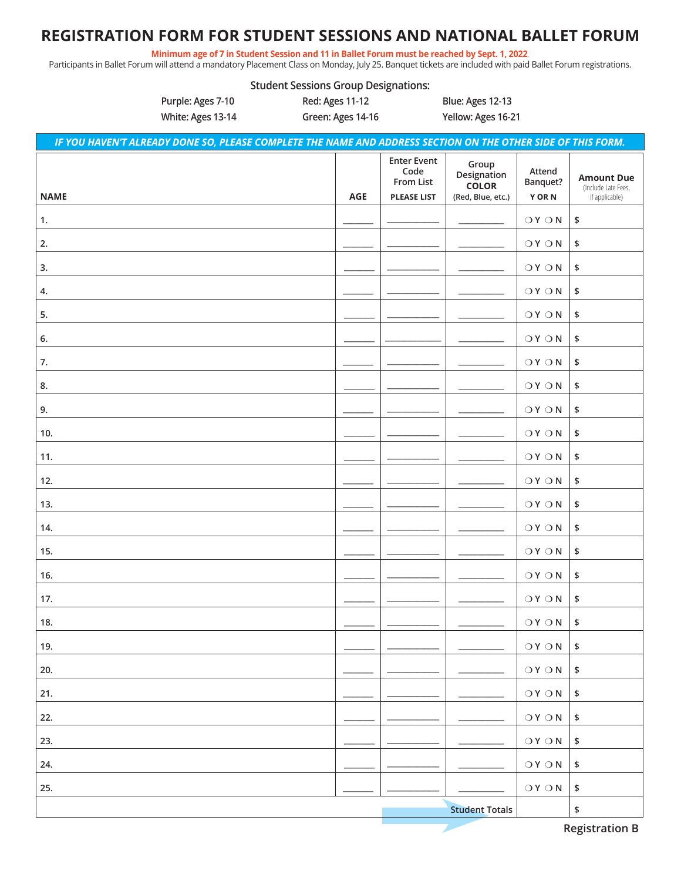# REGISTRATION FORM FOR STUDENT SESSIONS AND NATIONAL BALLET FORUM

**Minimum age of 7 in Student Session and 11 in Ballet Forum must be reached by Sept. 1, 2022.**

Participants in Ballet Forum will attend a mandatory Placement Class on Monday, July 25. Banquet tickets are included with paid Ballet Forum registrations.

### Student Sessions Group Designations:

| | | |
|---|---|---|
| Purple: Ages 7-10 | Red: Ages 11-12 | Blue: Ages 12-13 |
| White: Ages 13-14 | Green: Ages 14-16 | Yellow: Ages 16-21 |

***IF YOU HAVEN'T ALREADY DONE SO, PLEASE COMPLETE THE NAME AND ADDRESS SECTION ON THE OTHER SIDE OF THIS FORM.***

| NAME | AGE | Enter Event Code From List PLEASE LIST | Group Designation COLOR (Red, Blue, etc.) | Attend Banquet? Y OR N | Amount Due (Include Late Fees, if applicable) |
|---|---|---|---|---|---|
| 1. | | | | ❍ Y ❍ N | $ |
| 2. | | | | ❍ Y ❍ N | $ |
| 3. | | | | ❍ Y ❍ N | $ |
| 4. | | | | ❍ Y ❍ N | $ |
| 5. | | | | ❍ Y ❍ N | $ |
| 6. | | | | ❍ Y ❍ N | $ |
| 7. | | | | ❍ Y ❍ N | $ |
| 8. | | | | ❍ Y ❍ N | $ |
| 9. | | | | ❍ Y ❍ N | $ |
| 10. | | | | ❍ Y ❍ N | $ |
| 11. | | | | ❍ Y ❍ N | $ |
| 12. | | | | ❍ Y ❍ N | $ |
| 13. | | | | ❍ Y ❍ N | $ |
| 14. | | | | ❍ Y ❍ N | $ |
| 15. | | | | ❍ Y ❍ N | $ |
| 16. | | | | ❍ Y ❍ N | $ |
| 17. | | | | ❍ Y ❍ N | $ |
| 18. | | | | ❍ Y ❍ N | $ |
| 19. | | | | ❍ Y ❍ N | $ |
| 20. | | | | ❍ Y ❍ N | $ |
| 21. | | | | ❍ Y ❍ N | $ |
| 22. | | | | ❍ Y ❍ N | $ |
| 23. | | | | ❍ Y ❍ N | $ |
| 24. | | | | ❍ Y ❍ N | $ |
| 25. | | | | ❍ Y ❍ N | $ |
| | | | Student Totals | | $ |

Registration B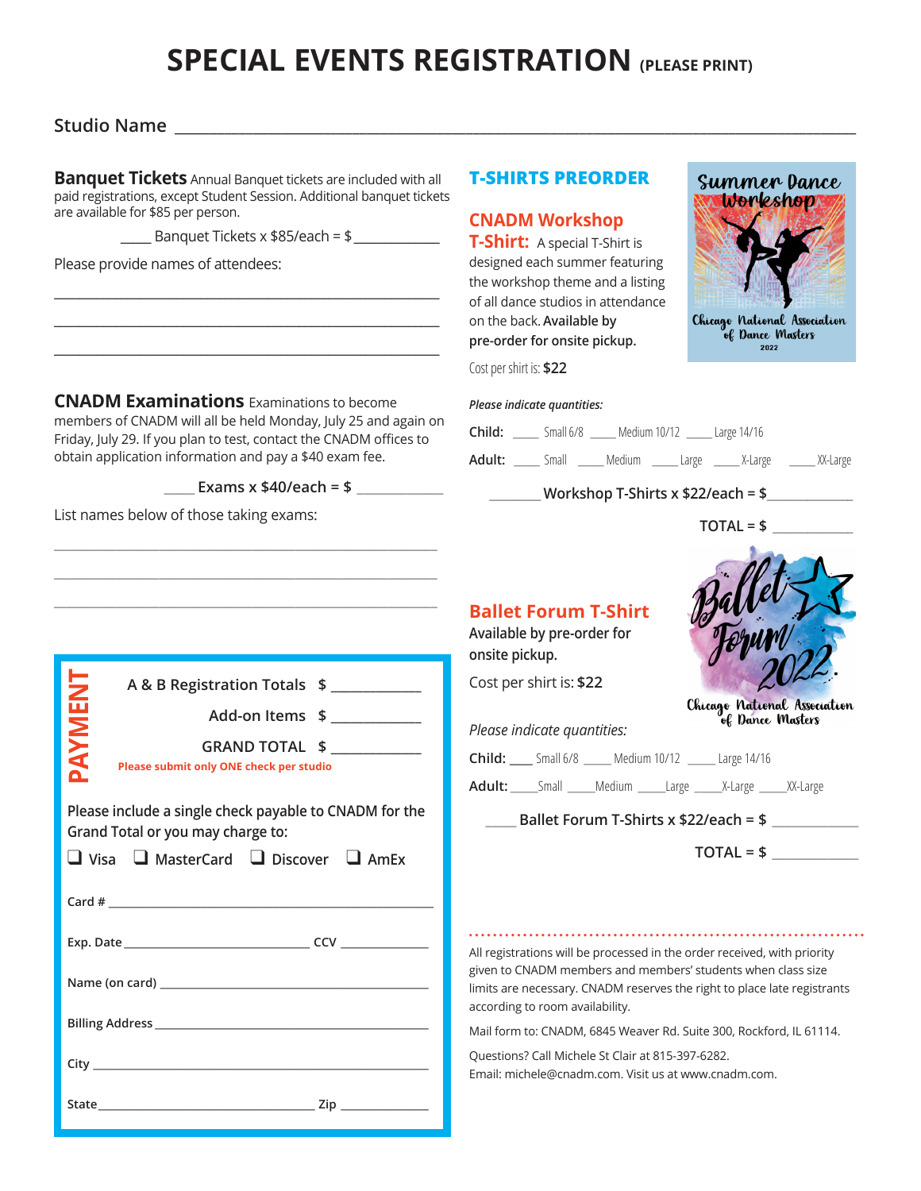# SPECIAL EVENTS REGISTRATION (PLEASE PRINT)

Studio Name ______________________________________________

**Banquet Tickets** Annual Banquet tickets are included with all paid registrations, except Student Session. Additional banquet tickets are available for $85 per person.

_____ Banquet Tickets x $85/each = $ ____________

Please provide names of attendees:

______________________________________________

______________________________________________

______________________________________________

**CNADM Examinations** Examinations to become members of CNADM will all be held Monday, July 25 and again on Friday, July 29. If you plan to test, contact the CNADM offices to obtain application information and pay a $40 exam fee.

_____ Exams x $40/each = $ ____________

List names below of those taking exams:

______________________________________________

______________________________________________

______________________________________________

## PAYMENT

A & B Registration Totals $ ____________

Add-on Items $ ____________

GRAND TOTAL $ ____________

Please submit only ONE check per studio

Please include a single check payable to CNADM for the Grand Total or you may charge to:

❑ Visa ❑ MasterCard ❑ Discover ❑ AmEx

Card # ______________________________________________

Exp. Date ____________________________ CCV ____________

Name (on card) ______________________________________

Billing Address ______________________________________

City ______________________________________________

State ______________________________ Zip ____________

## T-SHIRTS PREORDER

### CNADM Workshop T-Shirt:

A special T-Shirt is designed each summer featuring the workshop theme and a listing of all dance studios in attendance on the back. **Available by pre-order for onsite pickup.**

Cost per shirt is: **$22**

Summer Dance Workshop

Chicago National Association of Dance Masters

2022

*Please indicate quantities:*

**Child:** _____ Small 6/8 _____ Medium 10/12 _____ Large 14/16

**Adult:** _____ Small _____ Medium _____ Large _____ X-Large _____ XX-Large

_______ Workshop T-Shirts x $22/each = $____________

TOTAL = $ ____________

### Ballet Forum T-Shirt

**Available by pre-order for onsite pickup.**

Cost per shirt is: **$22**

Ballet Forum 2022

Chicago National Association of Dance Masters

*Please indicate quantities:*

**Child:** ____ Small 6/8 _____ Medium 10/12 _____ Large 14/16

**Adult:** _____Small _____Medium _____Large _____X-Large _____XX-Large

_____ Ballet Forum T-Shirts x $22/each = $ ____________

TOTAL = $ ____________

All registrations will be processed in the order received, with priority given to CNADM members and members' students when class size limits are necessary. CNADM reserves the right to place late registrants according to room availability.

Mail form to: CNADM, 6845 Weaver Rd. Suite 300, Rockford, IL 61114.

Questions? Call Michele St Clair at 815-397-6282.
Email: michele@cnadm.com. Visit us at www.cnadm.com.